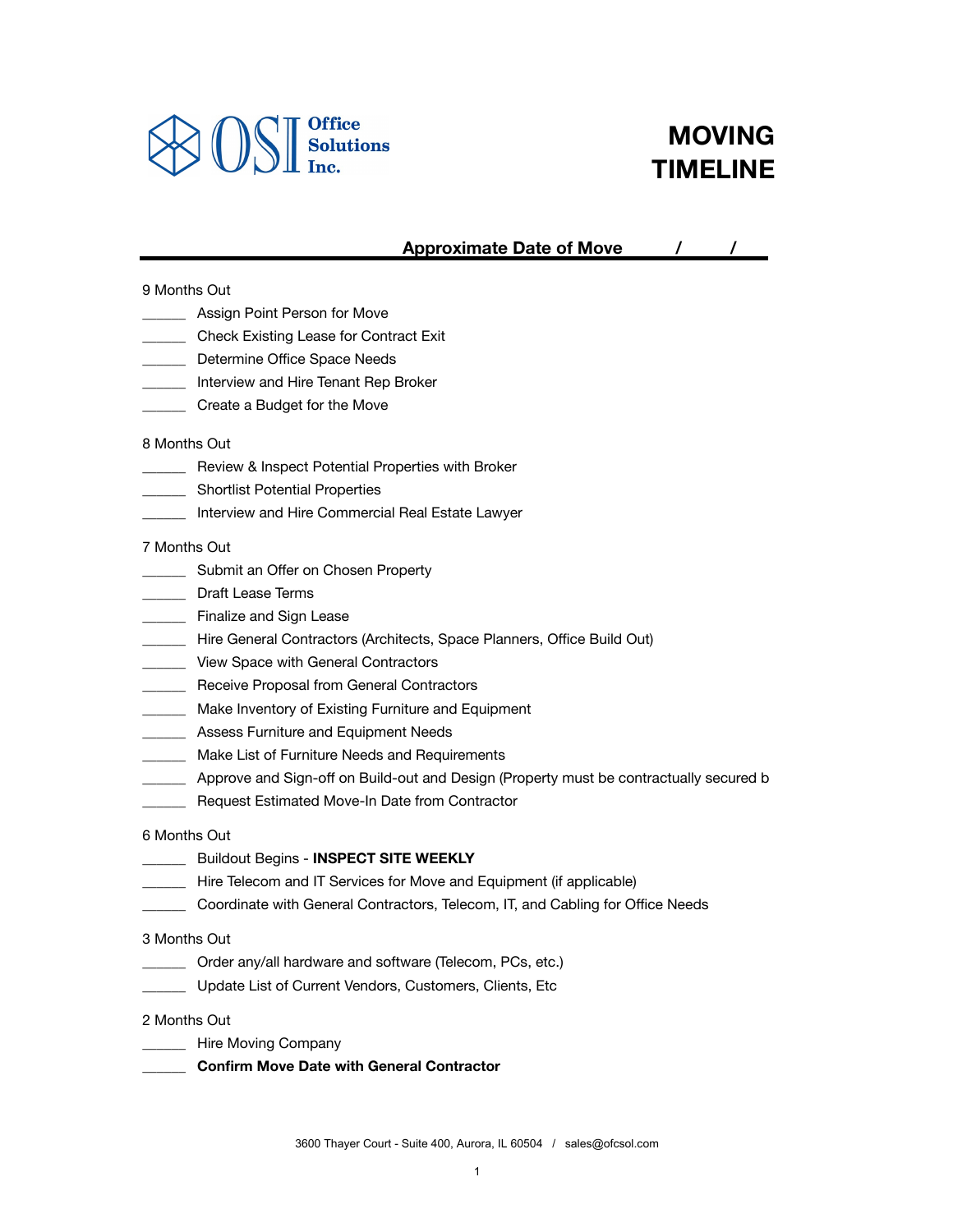OSI Office Solutions Inc.

# MOVING TIMELINE

**Approximate Date of Move \_\_\_\_/\_\_\_\_/\_\_\_\_**

9 Months Out

- ______ Assign Point Person for Move
- ______ Check Existing Lease for Contract Exit
- ______ Determine Office Space Needs
- ______ Interview and Hire Tenant Rep Broker
- ______ Create a Budget for the Move

8 Months Out

- ______ Review & Inspect Potential Properties with Broker
- ______ Shortlist Potential Properties
- ______ Interview and Hire Commercial Real Estate Lawyer

7 Months Out

- ______ Submit an Offer on Chosen Property
- ______ Draft Lease Terms
- ______ Finalize and Sign Lease
- ______ Hire General Contractors (Architects, Space Planners, Office Build Out)
- ______ View Space with General Contractors
- ______ Receive Proposal from General Contractors
- ______ Make Inventory of Existing Furniture and Equipment
- ______ Assess Furniture and Equipment Needs
- ______ Make List of Furniture Needs and Requirements
- ______ Approve and Sign-off on Build-out and Design (Property must be contractually secured b
- ______ Request Estimated Move-In Date from Contractor

6 Months Out

- ______ Buildout Begins - **INSPECT SITE WEEKLY**
- ______ Hire Telecom and IT Services for Move and Equipment (if applicable)
- ______ Coordinate with General Contractors, Telecom, IT, and Cabling for Office Needs

3 Months Out

- ______ Order any/all hardware and software (Telecom, PCs, etc.)
- ______ Update List of Current Vendors, Customers, Clients, Etc

2 Months Out

- ______ Hire Moving Company
- ______ **Confirm Move Date with General Contractor**

3600 Thayer Court - Suite 400, Aurora, IL 60504 / sales@ofcsol.com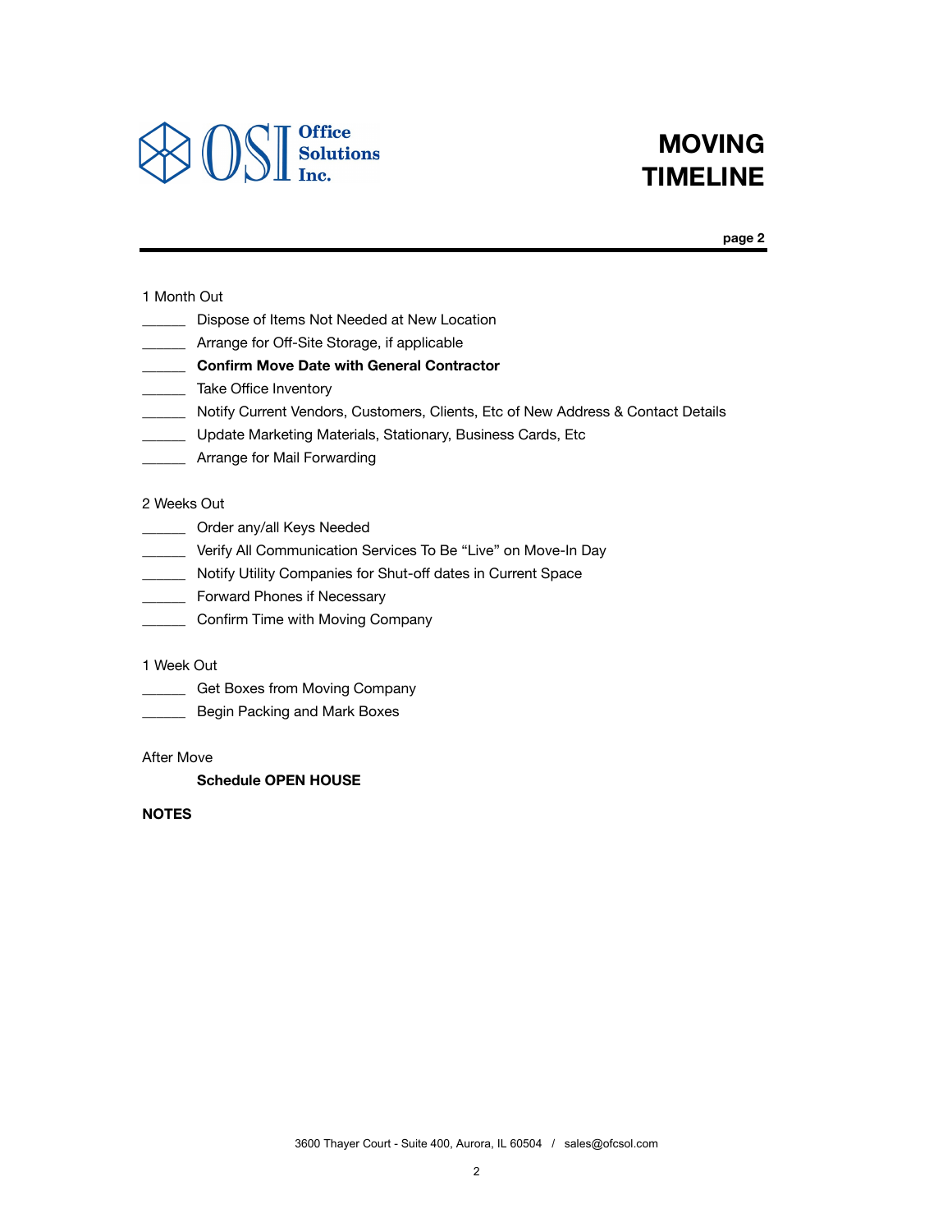Office Solutions Inc.

# MOVING TIMELINE

page 2

1 Month Out

______ Dispose of Items Not Needed at New Location
______ Arrange for Off-Site Storage, if applicable
______ **Confirm Move Date with General Contractor**
______ Take Office Inventory
______ Notify Current Vendors, Customers, Clients, Etc of New Address & Contact Details
______ Update Marketing Materials, Stationary, Business Cards, Etc
______ Arrange for Mail Forwarding

2 Weeks Out

______ Order any/all Keys Needed
______ Verify All Communication Services To Be “Live” on Move-In Day
______ Notify Utility Companies for Shut-off dates in Current Space
______ Forward Phones if Necessary
______ Confirm Time with Moving Company

1 Week Out

______ Get Boxes from Moving Company
______ Begin Packing and Mark Boxes

After Move

**Schedule OPEN HOUSE**

**NOTES**

3600 Thayer Court - Suite 400, Aurora, IL 60504 / sales@ofcsol.com